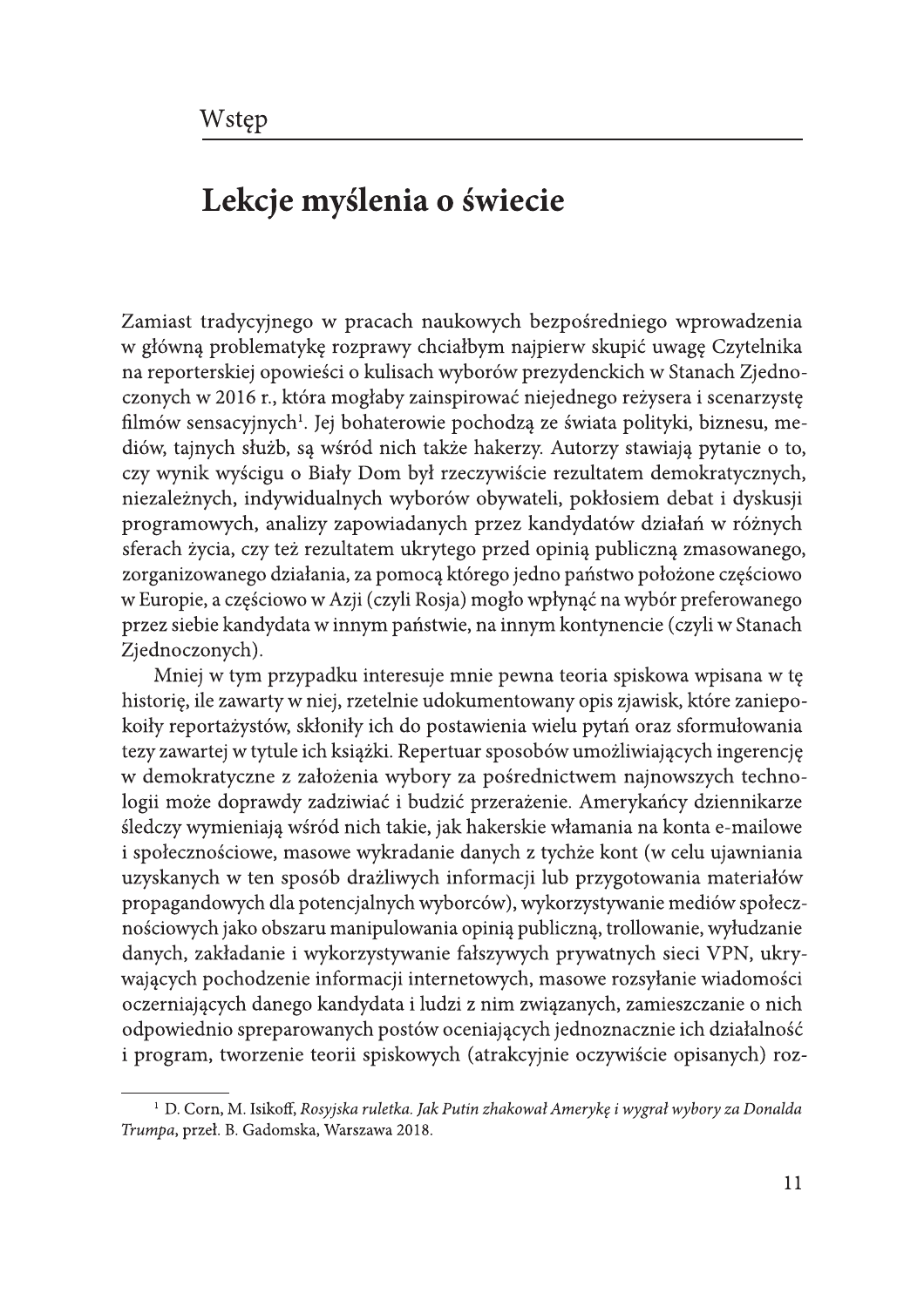Wstęp

# Lekcje myślenia o świecie

Zamiast tradycyjnego w pracach naukowych bezpośredniego wprowadzenia w główną problematykę rozprawy chciałbym najpierw skupić uwagę Czytelnika na reporterskiej opowieści o kulisach wyborów prezydenckich w Stanach Zjednoczonych w 2016 r., która mogłaby zainspirować niejednego reżysera i scenarzystę filmów sensacyjnych[1]. Jej bohaterowie pochodzą ze świata polityki, biznesu, mediów, tajnych służb, są wśród nich także hakerzy. Autorzy stawiają pytanie o to, czy wynik wyścigu o Biały Dom był rzeczywiście rezultatem demokratycznych, niezależnych, indywidualnych wyborów obywateli, pokłosiem debat i dyskusji programowych, analizy zapowiadanych przez kandydatów działań w różnych sferach życia, czy też rezultatem ukrytego przed opinią publiczną zmasowanego, zorganizowanego działania, za pomocą którego jedno państwo położone częściowo w Europie, a częściowo w Azji (czyli Rosja) mogło wpłynąć na wybór preferowanego przez siebie kandydata w innym państwie, na innym kontynencie (czyli w Stanach Zjednoczonych).

Mniej w tym przypadku interesuje mnie pewna teoria spiskowa wpisana w tę historię, ile zawarty w niej, rzetelnie udokumentowany opis zjawisk, które zaniepokoiły reportażystów, skłoniły ich do postawienia wielu pytań oraz sformułowania tezy zawartej w tytule ich książki. Repertuar sposobów umożliwiających ingerencję w demokratyczne z założenia wybory za pośrednictwem najnowszych technologii może doprawdy zadziwiać i budzić przerażenie. Amerykańcy dziennikarze śledczy wymieniają wśród nich takie, jak hakerskie włamania na konta e-mailowe i społecznościowe, masowe wykradanie danych z tychże kont (w celu ujawniania uzyskanych w ten sposób drażliwych informacji lub przygotowania materiałów propagandowych dla potencjalnych wyborców), wykorzystywanie mediów społecznościowych jako obszaru manipulowania opinią publiczną, trollowanie, wyłudzanie danych, zakładanie i wykorzystywanie fałszywych prywatnych sieci VPN, ukrywających pochodzenie informacji internetowych, masowe rozsyłanie wiadomości oczerniających danego kandydata i ludzi z nim związanych, zamieszczanie o nich odpowiednio spreparowanych postów oceniających jednoznacznie ich działalność i program, tworzenie teorii spiskowych (atrakcyjnie oczywiście opisanych) roz-

---

[1] D. Corn, M. Isikoff, *Rosyjska ruletka. Jak Putin zhakował Amerykę i wygrał wybory za Donalda Trumpa*, przeł. B. Gadomska, Warszawa 2018.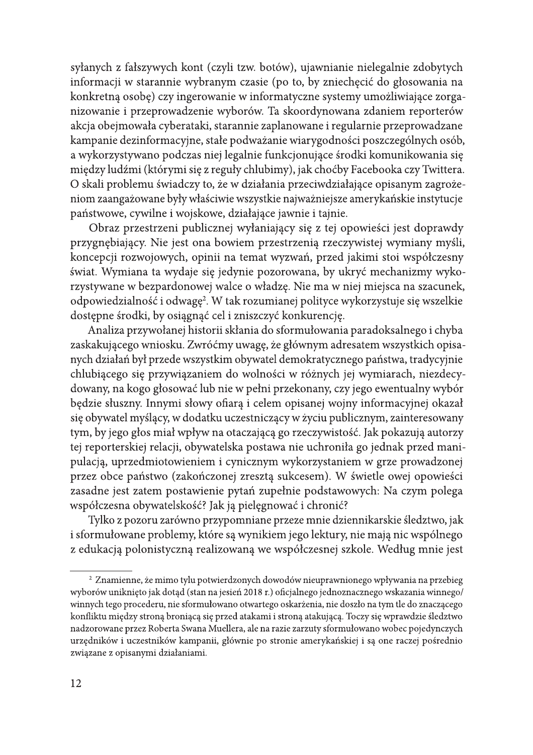syłanych z fałszywych kont (czyli tzw. botów), ujawnianie nielegalnie zdobytych informacji w starannie wybranym czasie (po to, by zniechęcić do głosowania na konkretną osobę) czy ingerowanie w informatyczne systemy umożliwiające zorganizowanie i przeprowadzenie wyborów. Ta skoordynowana zdaniem reporterów akcja obejmowała cyberataki, starannie zaplanowane i regularnie przeprowadzane kampanie dezinformacyjne, stałe podważanie wiarygodności poszczególnych osób, a wykorzystywano podczas niej legalnie funkcjonujące środki komunikowania się między ludźmi (którymi się z reguły chlubimy), jak choćby Facebooka czy Twittera. O skali problemu świadczy to, że w działania przeciwdziałające opisanym zagrożeniom zaangażowane były właściwie wszystkie najważniejsze amerykańskie instytucje państwowe, cywilne i wojskowe, działające jawnie i tajnie.

Obraz przestrzeni publicznej wyłaniający się z tej opowieści jest doprawdy przygnębiający. Nie jest ona bowiem przestrzenią rzeczywistej wymiany myśli, koncepcji rozwojowych, opinii na temat wyzwań, przed jakimi stoi współczesny świat. Wymiana ta wydaje się jedynie pozorowana, by ukryć mechanizmy wykorzystywane w bezpardonowej walce o władzę. Nie ma w niej miejsca na szacunek, odpowiedzialność i odwagę[2]. W tak rozumianej polityce wykorzystuje się wszelkie dostępne środki, by osiągnąć cel i zniszczyć konkurencję.

Analiza przywołanej historii skłania do sformułowania paradoksalnego i chyba zaskakującego wniosku. Zwróćmy uwagę, że głównym adresatem wszystkich opisanych działań był przede wszystkim obywatel demokratycznego państwa, tradycyjnie chlubiącego się przywiązaniem do wolności w różnych jej wymiarach, niezdecydowany, na kogo głosować lub nie w pełni przekonany, czy jego ewentualny wybór będzie słuszny. Innymi słowy ofiarą i celem opisanej wojny informacyjnej okazał się obywatel myślący, w dodatku uczestniczący w życiu publicznym, zainteresowany tym, by jego głos miał wpływ na otaczającą go rzeczywistość. Jak pokazują autorzy tej reporterskiej relacji, obywatelska postawa nie uchroniła go jednak przed manipulacją, uprzedmiotowieniem i cynicznym wykorzystaniem w grze prowadzonej przez obce państwo (zakończonej zresztą sukcesem). W świetle owej opowieści zasadne jest zatem postawienie pytań zupełnie podstawowych: Na czym polega współczesna obywatelskość? Jak ją pielęgnować i chronić?

Tylko z pozoru zarówno przypomniane przeze mnie dziennikarskie śledztwo, jak i sformułowane problemy, które są wynikiem jego lektury, nie mają nic wspólnego z edukacją polonistyczną realizowaną we współczesnej szkole. Według mnie jest

---

[2] Znamienne, że mimo tylu potwierdzonych dowodów nieuprawnionego wpływania na przebieg wyborów uniknięto jak dotąd (stan na jesień 2018 r.) oficjalnego jednoznacznego wskazania winnego/winnych tego procederu, nie sformułowano otwartego oskarżenia, nie doszło na tym tle do znaczącego konfliktu między stroną broniącą się przed atakami i stroną atakującą. Toczy się wprawdzie śledztwo nadzorowane przez Roberta Swana Muellera, ale na razie zarzuty sformułowano wobec pojedynczych urzędników i uczestników kampanii, głównie po stronie amerykańskiej i są one raczej pośrednio związane z opisanymi działaniami.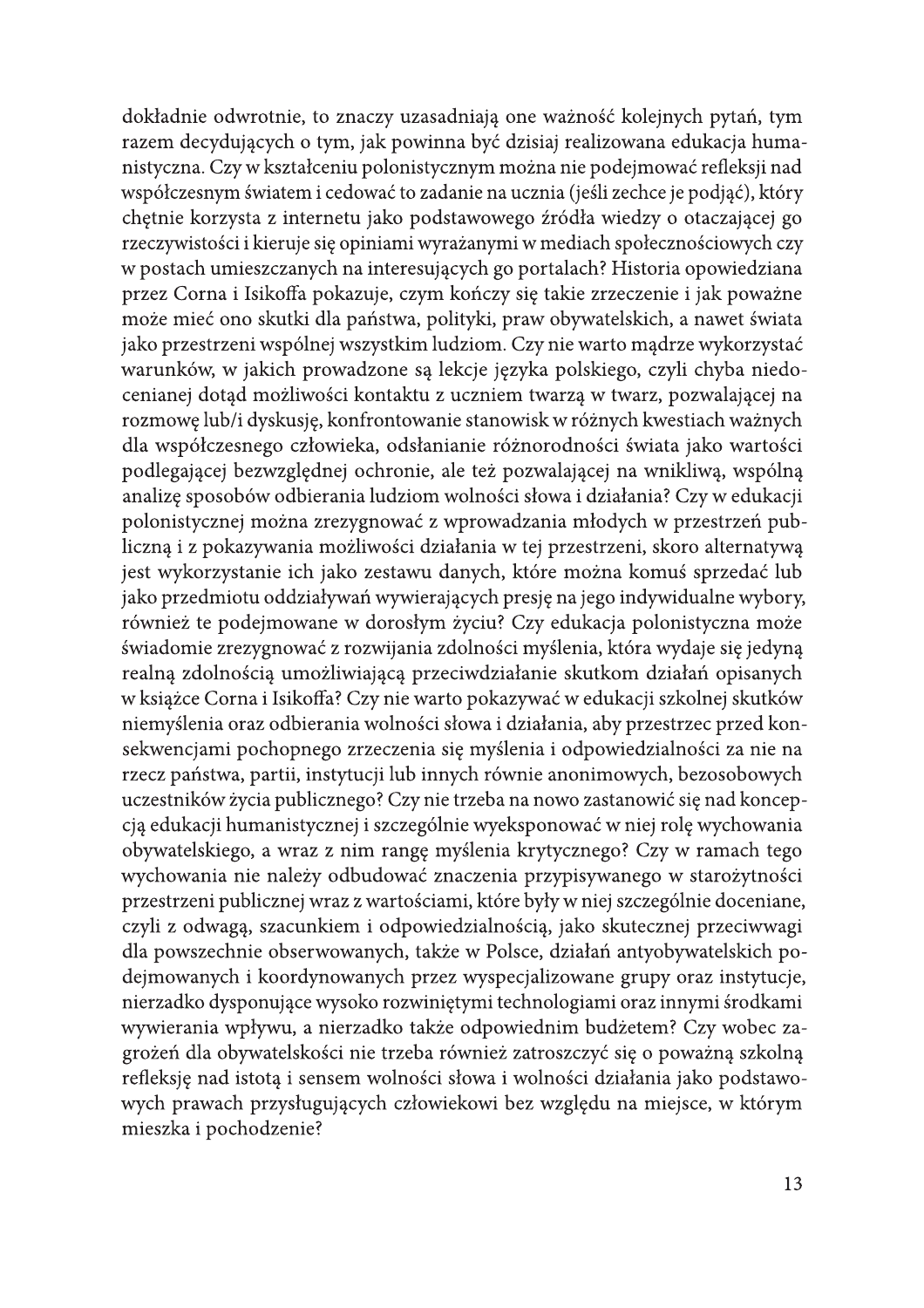dokładnie odwrotnie, to znaczy uzasadniają one ważność kolejnych pytań, tym razem decydujących o tym, jak powinna być dzisiaj realizowana edukacja humanistyczna. Czy w kształceniu polonistycznym można nie podejmować refleksji nad współczesnym światem i cedować to zadanie na ucznia (jeśli zechce je podjąć), który chętnie korzysta z internetu jako podstawowego źródła wiedzy o otaczającej go rzeczywistości i kieruje się opiniami wyrażanymi w mediach społecznościowych czy w postach umieszczanych na interesujących go portalach? Historia opowiedziana przez Corna i Isikoffa pokazuje, czym kończy się takie zrzeczenie i jak poważne może mieć ono skutki dla państwa, polityki, praw obywatelskich, a nawet świata jako przestrzeni wspólnej wszystkim ludziom. Czy nie warto mądrze wykorzystać warunków, w jakich prowadzone są lekcje języka polskiego, czyli chyba niedocenianej dotąd możliwości kontaktu z uczniem twarzą w twarz, pozwalającej na rozmowę lub/i dyskusję, konfrontowanie stanowisk w różnych kwestiach ważnych dla współczesnego człowieka, odsłanianie różnorodności świata jako wartości podlegającej bezwzględnej ochronie, ale też pozwalającej na wnikliwą, wspólną analizę sposobów odbierania ludziom wolności słowa i działania? Czy w edukacji polonistycznej można zrezygnować z wprowadzania młodych w przestrzeń publiczną i z pokazywania możliwości działania w tej przestrzeni, skoro alternatywą jest wykorzystanie ich jako zestawu danych, które można komuś sprzedać lub jako przedmiotu oddziaływań wywierających presję na jego indywidualne wybory, również te podejmowane w dorosłym życiu? Czy edukacja polonistyczna może świadomie zrezygnować z rozwijania zdolności myślenia, która wydaje się jedyną realną zdolnością umożliwiającą przeciwdziałanie skutkom działań opisanych w książce Corna i Isikoffa? Czy nie warto pokazywać w edukacji szkolnej skutków niemyślenia oraz odbierania wolności słowa i działania, aby przestrzec przed konsekwencjami pochopnego zrzeczenia się myślenia i odpowiedzialności za nie na rzecz państwa, partii, instytucji lub innych równie anonimowych, bezosobowych uczestników życia publicznego? Czy nie trzeba na nowo zastanowić się nad koncepcją edukacji humanistycznej i szczególnie wyeksponować w niej rolę wychowania obywatelskiego, a wraz z nim rangę myślenia krytycznego? Czy w ramach tego wychowania nie należy odbudować znaczenia przypisywanego w starożytności przestrzeni publicznej wraz z wartościami, które były w niej szczególnie doceniane, czyli z odwagą, szacunkiem i odpowiedzialnością, jako skutecznej przeciwwagi dla powszechnie obserwowanych, także w Polsce, działań antyobywatelskich podejmowanych i koordynowanych przez wyspecjalizowane grupy oraz instytucje, nierzadko dysponujące wysoko rozwiniętymi technologiami oraz innymi środkami wywierania wpływu, a nierzadko także odpowiednim budżetem? Czy wobec zagrożeń dla obywatelskości nie trzeba również zatroszczyć się o poważną szkolną refleksję nad istotą i sensem wolności słowa i wolności działania jako podstawowych prawach przysługujących człowiekowi bez względu na miejsce, w którym mieszka i pochodzenie?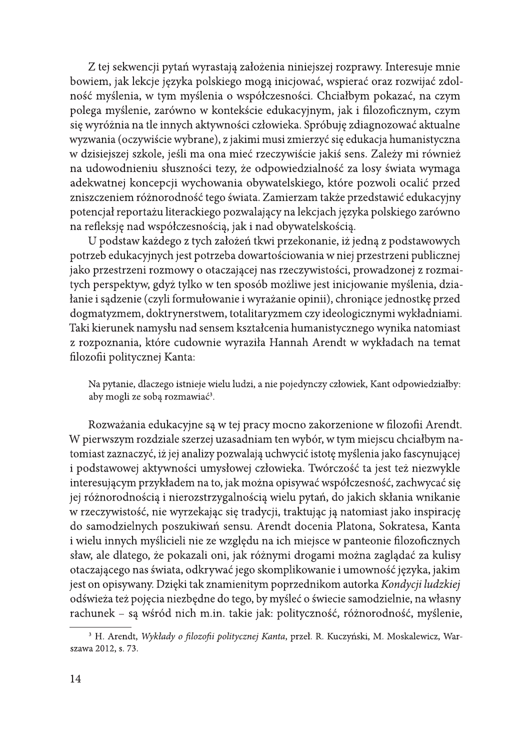Z tej sekwencji pytań wyrastają założenia niniejszej rozprawy. Interesuje mnie bowiem, jak lekcje języka polskiego mogą inicjować, wspierać oraz rozwijać zdolność myślenia, w tym myślenia o współczesności. Chciałbym pokazać, na czym polega myślenie, zarówno w kontekście edukacyjnym, jak i filozoficznym, czym się wyróżnia na tle innych aktywności człowieka. Spróbuję zdiagnozować aktualne wyzwania (oczywiście wybrane), z jakimi musi zmierzyć się edukacja humanistyczna w dzisiejszej szkole, jeśli ma ona mieć rzeczywiście jakiś sens. Zależy mi również na udowodnieniu słuszności tezy, że odpowiedzialność za losy świata wymaga adekwatnej koncepcji wychowania obywatelskiego, które pozwoli ocalić przed zniszczeniem różnorodność tego świata. Zamierzam także przedstawić edukacyjny potencjał reportażu literackiego pozwalający na lekcjach języka polskiego zarówno na refleksję nad współczesnością, jak i nad obywatelskością.

U podstaw każdego z tych założeń tkwi przekonanie, iż jedną z podstawowych potrzeb edukacyjnych jest potrzeba dowartościowania w niej przestrzeni publicznej jako przestrzeni rozmowy o otaczającej nas rzeczywistości, prowadzonej z rozmaitych perspektyw, gdyż tylko w ten sposób możliwe jest inicjowanie myślenia, działanie i sądzenie (czyli formułowanie i wyrażanie opinii), chroniące jednostkę przed dogmatyzmem, doktrynerstwem, totalitaryzmem czy ideologicznymi wykładniami. Taki kierunek namysłu nad sensem kształcenia humanistycznego wynika natomiast z rozpoznania, które cudownie wyraziła Hannah Arendt w wykładach na temat filozofii politycznej Kanta:

> Na pytanie, dlaczego istnieje wielu ludzi, a nie pojedynczy człowiek, Kant odpowiedziałby: aby mogli ze sobą rozmawiać[3].

Rozważania edukacyjne są w tej pracy mocno zakorzenione w filozofii Arendt. W pierwszym rozdziale szerzej uzasadniam ten wybór, w tym miejscu chciałbym natomiast zaznaczyć, iż jej analizy pozwalają uchwycić istotę myślenia jako fascynującej i podstawowej aktywności umysłowej człowieka. Twórczość ta jest też niezwykle interesującym przykładem na to, jak można opisywać współczesność, zachwycać się jej różnorodnością i nierozstrzygalnością wielu pytań, do jakich skłania wnikanie w rzeczywistość, nie wyrzekając się tradycji, traktując ją natomiast jako inspirację do samodzielnych poszukiwań sensu. Arendt docenia Platona, Sokratesa, Kanta i wielu innych myślicieli nie ze względu na ich miejsce w panteonie filozoficznych sław, ale dlatego, że pokazali oni, jak różnymi drogami można zaglądać za kulisy otaczającego nas świata, odkrywać jego skomplikowanie i umowność języka, jakim jest on opisywany. Dzięki tak znamienitym poprzednikom autorka *Kondycji ludzkiej* odświeża też pojęcia niezbędne do tego, by myśleć o świecie samodzielnie, na własny rachunek – są wśród nich m.in. takie jak: polityczność, różnorodność, myślenie,

---

[3] H. Arendt, *Wykłady o filozofii politycznej Kanta*, przeł. R. Kuczyński, M. Moskalewicz, Warszawa 2012, s. 73.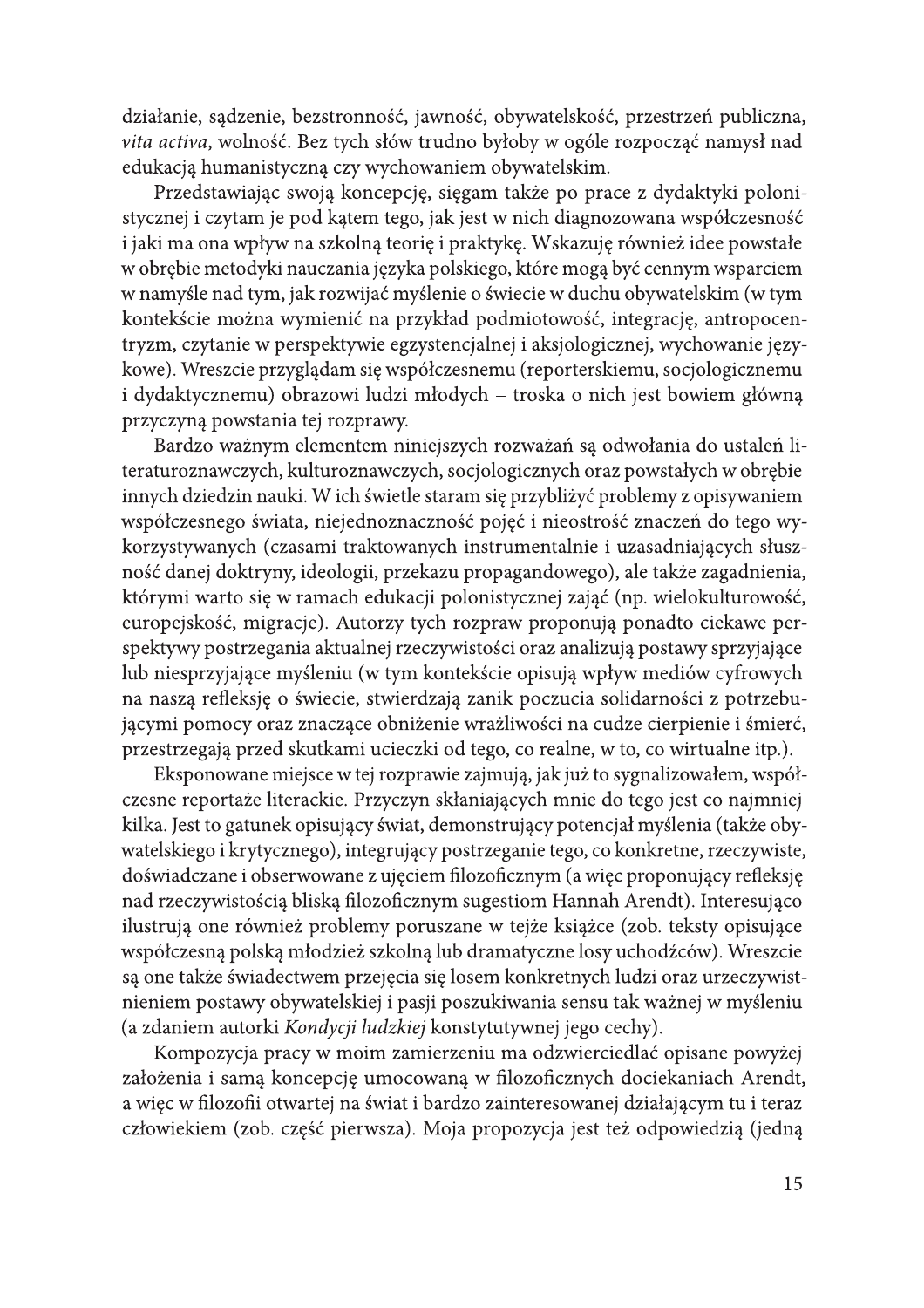działanie, sądzenie, bezstronność, jawność, obywatelskość, przestrzeń publiczna, *vita activa*, wolność. Bez tych słów trudno byłoby w ogóle rozpocząć namysł nad edukacją humanistyczną czy wychowaniem obywatelskim.

Przedstawiając swoją koncepcję, sięgam także po prace z dydaktyki polonistycznej i czytam je pod kątem tego, jak jest w nich diagnozowana współczesność i jaki ma ona wpływ na szkolną teorię i praktykę. Wskazuję również idee powstałe w obrębie metodyki nauczania języka polskiego, które mogą być cennym wsparciem w namyśle nad tym, jak rozwijać myślenie o świecie w duchu obywatelskim (w tym kontekście można wymienić na przykład podmiotowość, integrację, antropocentryzm, czytanie w perspektywie egzystencjalnej i aksjologicznej, wychowanie językowe). Wreszcie przyglądam się współczesnemu (reporterskiemu, socjologicznemu i dydaktycznemu) obrazowi ludzi młodych – troska o nich jest bowiem główną przyczyną powstania tej rozprawy.

Bardzo ważnym elementem niniejszych rozważań są odwołania do ustaleń literaturoznawczych, kulturoznawczych, socjologicznych oraz powstałych w obrębie innych dziedzin nauki. W ich świetle staram się przybliżyć problemy z opisywaniem współczesnego świata, niejednoznaczność pojęć i nieostrość znaczeń do tego wykorzystywanych (czasami traktowanych instrumentalnie i uzasadniających słuszność danej doktryny, ideologii, przekazu propagandowego), ale także zagadnienia, którymi warto się w ramach edukacji polonistycznej zająć (np. wielokulturowość, europejskość, migracje). Autorzy tych rozpraw proponują ponadto ciekawe perspektywy postrzegania aktualnej rzeczywistości oraz analizują postawy sprzyjające lub niesprzyjające myśleniu (w tym kontekście opisują wpływ mediów cyfrowych na naszą refleksję o świecie, stwierdzają zanik poczucia solidarności z potrzebującymi pomocy oraz znaczące obniżenie wrażliwości na cudze cierpienie i śmierć, przestrzegają przed skutkami ucieczki od tego, co realne, w to, co wirtualne itp.).

Eksponowane miejsce w tej rozprawie zajmują, jak już to sygnalizowałem, współczesne reportaże literackie. Przyczyn skłaniających mnie do tego jest co najmniej kilka. Jest to gatunek opisujący świat, demonstrujący potencjał myślenia (także obywatelskiego i krytycznego), integrujący postrzeganie tego, co konkretne, rzeczywiste, doświadczane i obserwowane z ujęciem filozoficznym (a więc proponujący refleksję nad rzeczywistością bliską filozoficznym sugestiom Hannah Arendt). Interesująco ilustrują one również problemy poruszane w tejże książce (zob. teksty opisujące współczesną polską młodzież szkolną lub dramatyczne losy uchodźców). Wreszcie są one także świadectwem przejęcia się losem konkretnych ludzi oraz urzeczywistnieniem postawy obywatelskiej i pasji poszukiwania sensu tak ważnej w myśleniu (a zdaniem autorki *Kondycji ludzkiej* konstytutywnej jego cechy).

Kompozycja pracy w moim zamierzeniu ma odzwierciedlać opisane powyżej założenia i samą koncepcję umocowaną w filozoficznych dociekaniach Arendt, a więc w filozofii otwartej na świat i bardzo zainteresowanej działającym tu i teraz człowiekiem (zob. część pierwsza). Moja propozycja jest też odpowiedzią (jedną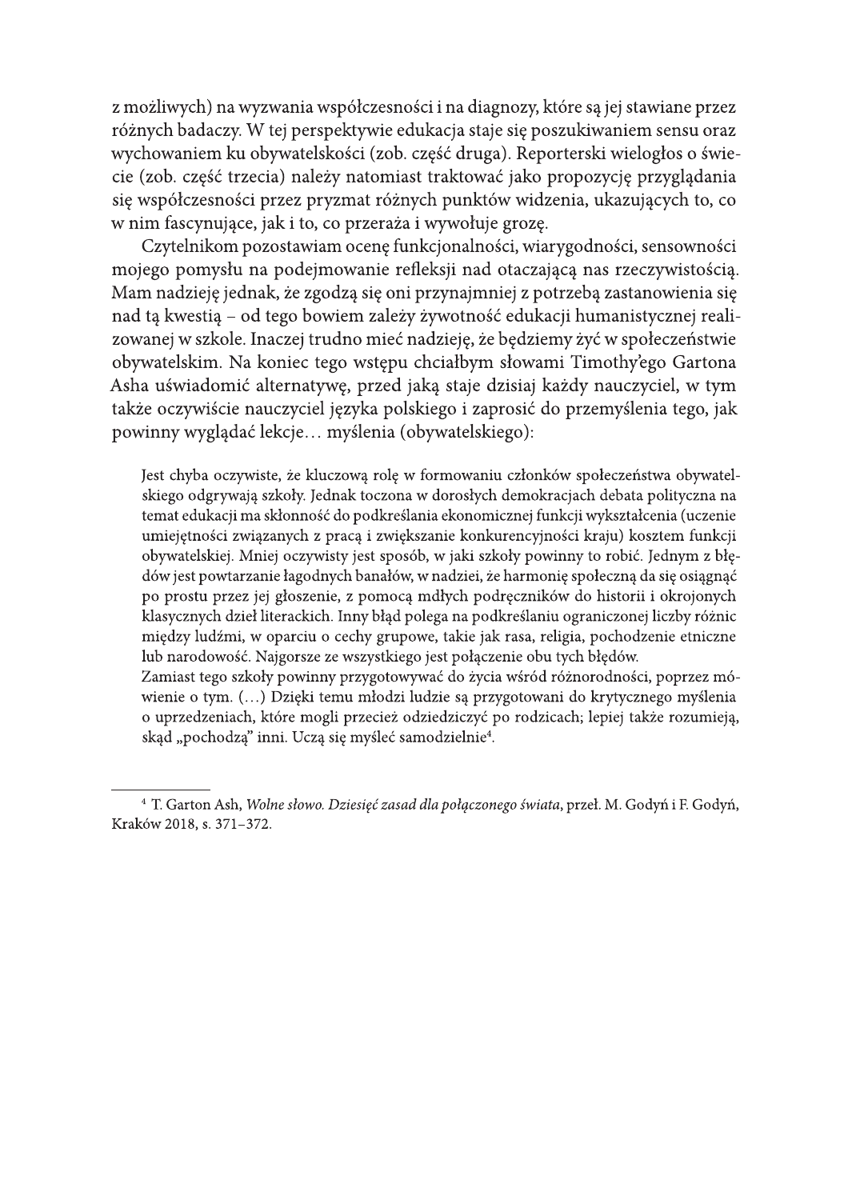z możliwych) na wyzwania współczesności i na diagnozy, które są jej stawiane przez różnych badaczy. W tej perspektywie edukacja staje się poszukiwaniem sensu oraz wychowaniem ku obywatelskości (zob. część druga). Reporterski wielogłos o świecie (zob. część trzecia) należy natomiast traktować jako propozycję przyglądania się współczesności przez pryzmat różnych punktów widzenia, ukazujących to, co w nim fascynujące, jak i to, co przeraża i wywołuje grozę.

Czytelnikom pozostawiam ocenę funkcjonalności, wiarygodności, sensowności mojego pomysłu na podejmowanie refleksji nad otaczającą nas rzeczywistością. Mam nadzieję jednak, że zgodzą się oni przynajmniej z potrzebą zastanowienia się nad tą kwestią – od tego bowiem zależy żywotność edukacji humanistycznej realizowanej w szkole. Inaczej trudno mieć nadzieję, że będziemy żyć w społeczeństwie obywatelskim. Na koniec tego wstępu chciałbym słowami Timothy'ego Gartona Asha uświadomić alternatywę, przed jaką staje dzisiaj każdy nauczyciel, w tym także oczywiście nauczyciel języka polskiego i zaprosić do przemyślenia tego, jak powinny wyglądać lekcje… myślenia (obywatelskiego):

> Jest chyba oczywiste, że kluczową rolę w formowaniu członków społeczeństwa obywatelskiego odgrywają szkoły. Jednak toczona w dorosłych demokracjach debata polityczna na temat edukacji ma skłonność do podkreślania ekonomicznej funkcji wykształcenia (uczenie umiejętności związanych z pracą i zwiększanie konkurencyjności kraju) kosztem funkcji obywatelskiej. Mniej oczywisty jest sposób, w jaki szkoły powinny to robić. Jednym z błędów jest powtarzanie łagodnych banałów, w nadziei, że harmonię społeczną da się osiągnąć po prostu przez jej głoszenie, z pomocą mdłych podręczników do historii i okrojonych klasycznych dzieł literackich. Inny błąd polega na podkreślaniu ograniczonej liczby różnic między ludźmi, w oparciu o cechy grupowe, takie jak rasa, religia, pochodzenie etniczne lub narodowość. Najgorsze ze wszystkiego jest połączenie obu tych błędów.
>
> Zamiast tego szkoły powinny przygotowywać do życia wśród różnorodności, poprzez mówienie o tym. (…) Dzięki temu młodzi ludzie są przygotowani do krytycznego myślenia o uprzedzeniach, które mogli przecież odziedziczyć po rodzicach; lepiej także rozumieją, skąd „pochodzą" inni. Uczą się myśleć samodzielnie[4].

---

[4] T. Garton Ash, *Wolne słowo. Dziesięć zasad dla połączonego świata*, przeł. M. Godyń i F. Godyń, Kraków 2018, s. 371–372.